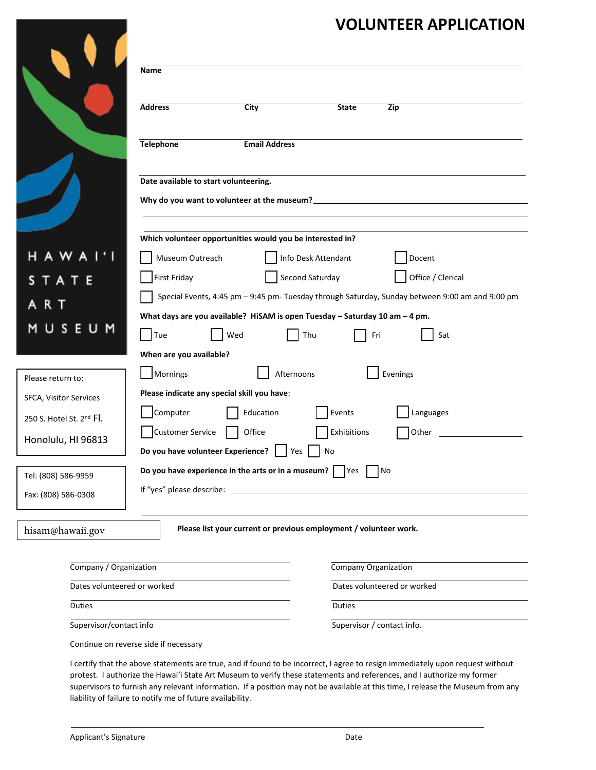# VOLUNTEER APPLICATION

HAWAI'I STATE ART MUSEUM

**Name** ____________________

**Address** ____________ **City** ____________ **State** ______ **Zip** ______

**Telephone** ____________ **Email Address** ____________

**Date available to start volunteering.** ____________

**Why do you want to volunteer at the museum?** ____________________

**Which volunteer opportunities would you be interested in?**

- ☐ Museum Outreach
- ☐ Info Desk Attendant
- ☐ Docent
- ☐ First Friday
- ☐ Second Saturday
- ☐ Office / Clerical
- ☐ Special Events, 4:45 pm – 9:45 pm- Tuesday through Saturday, Sunday between 9:00 am and 9:00 pm

**What days are you available? HiSAM is open Tuesday – Saturday 10 am – 4 pm.**

☐ Tue ☐ Wed ☐ Thu ☐ Fri ☐ Sat

**When are you available?**

☐ Mornings ☐ Afternoons ☐ Evenings

**Please indicate any special skill you have:**

- ☐ Computer
- ☐ Education
- ☐ Events
- ☐ Languages
- ☐ Customer Service
- ☐ Office
- ☐ Exhibitions
- ☐ Other ____________

**Do you have volunteer Experience?** ☐ Yes ☐ No

**Do you have experience in the arts or in a museum?** ☐ Yes ☐ No

If "yes" please describe: ____________________

Please return to:

SFCA, Visitor Services

250 S. Hotel St. 2nd Fl.

Honolulu, HI 96813

Tel: (808) 586-9959

Fax: (808) 586-0308

hisam@hawaii.gov

**Please list your current or previous employment / volunteer work.**

| | |
|---|---|
| Company / Organization | Company Organization |
| Dates volunteered or worked | Dates volunteered or worked |
| Duties | Duties |
| Supervisor/contact info | Supervisor / contact info. |

Continue on reverse side if necessary

I certify that the above statements are true, and if found to be incorrect, I agree to resign immediately upon request without protest. I authorize the Hawai'i State Art Museum to verify these statements and references, and I authorize my former supervisors to furnish any relevant information. If a position may not be available at this time, I release the Museum from any liability of failure to notify me of future availability.

Applicant's Signature ____________________ Date ____________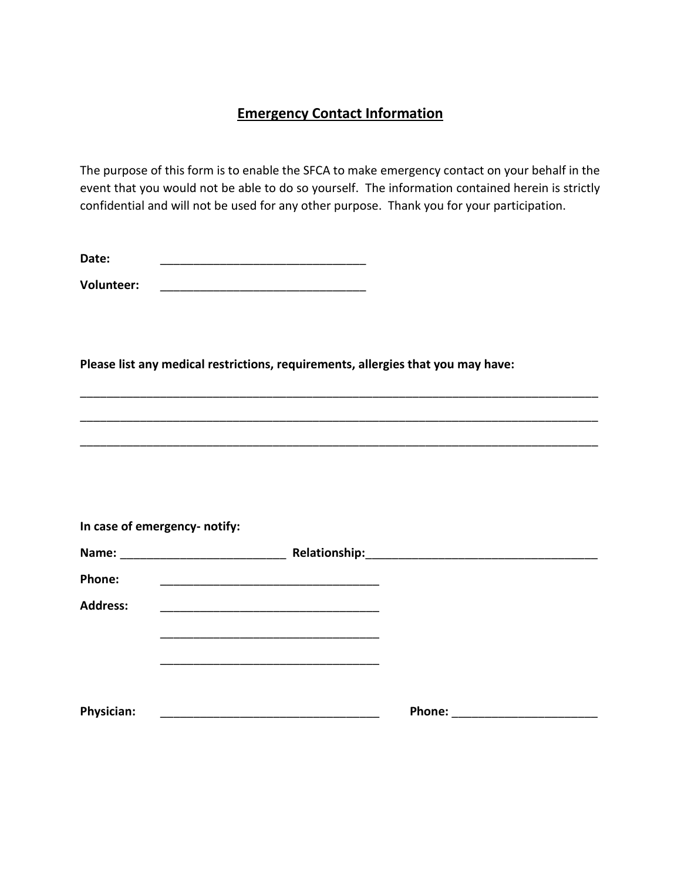# Emergency Contact Information

The purpose of this form is to enable the SFCA to make emergency contact on your behalf in the event that you would not be able to do so yourself. The information contained herein is strictly confidential and will not be used for any other purpose. Thank you for your participation.

**Date:** ________________________________

**Volunteer:** ________________________________

**Please list any medical restrictions, requirements, allergies that you may have:**

________________________________________________________________________________

________________________________________________________________________________

________________________________________________________________________________

**In case of emergency- notify:**

**Name:** __________________________ **Relationship:**____________________________________

**Phone:** __________________________________

**Address:** __________________________________

__________________________________

__________________________________

**Physician:** __________________________________ **Phone:** _______________________